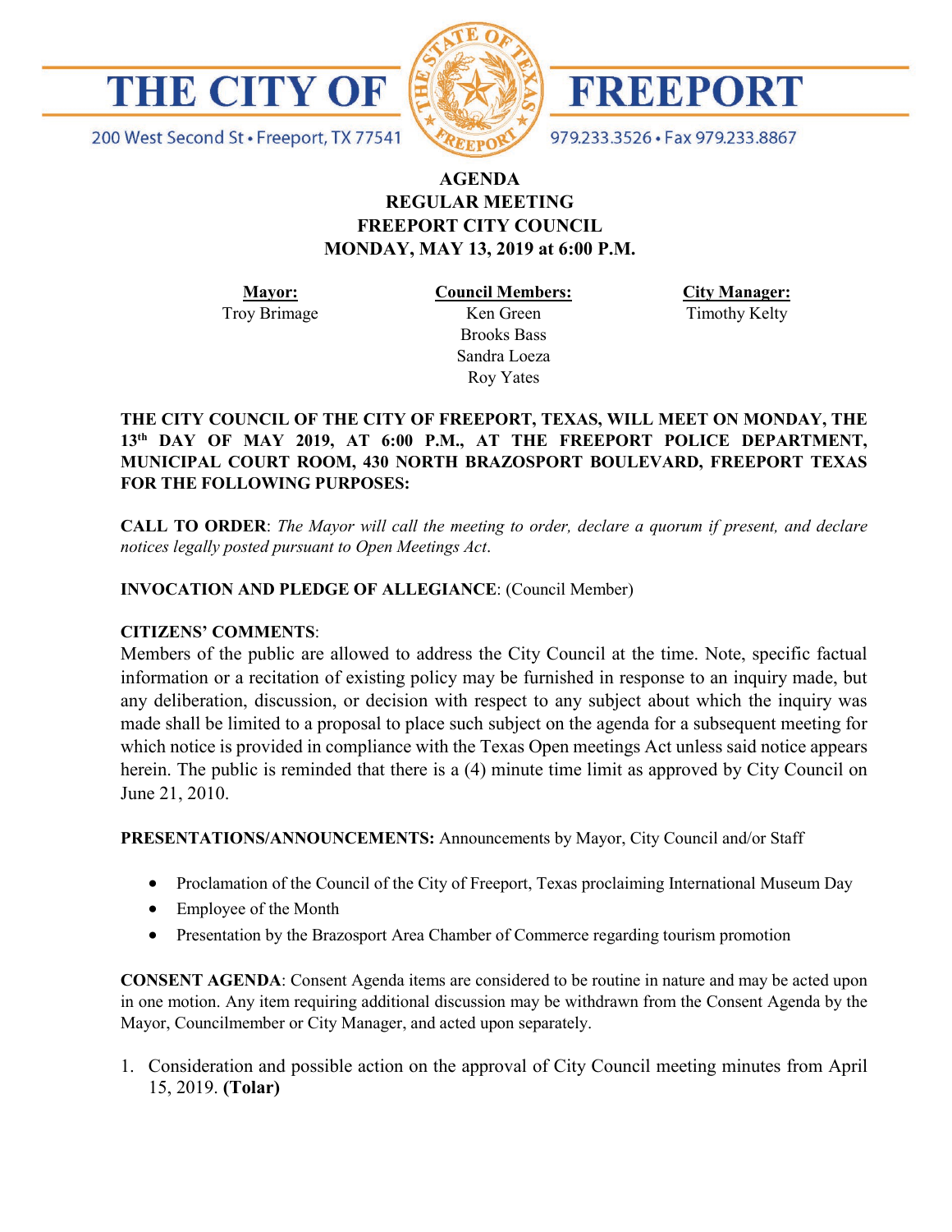# THE CITY OF FREEPORT

200 West Second St • Freeport, TX 77541

979.233.3526 • Fax 979.233.8867

## AGENDA
## REGULAR MEETING
## FREEPORT CITY COUNCIL
## MONDAY, MAY 13, 2019 at 6:00 P.M.

| Mayor: | Council Members: | City Manager: |
|---|---|---|
| Troy Brimage | Ken Green | Timothy Kelty |
| | Brooks Bass | |
| | Sandra Loeza | |
| | Roy Yates | |

**THE CITY COUNCIL OF THE CITY OF FREEPORT, TEXAS, WILL MEET ON MONDAY, THE 13th DAY OF MAY 2019, AT 6:00 P.M., AT THE FREEPORT POLICE DEPARTMENT, MUNICIPAL COURT ROOM, 430 NORTH BRAZOSPORT BOULEVARD, FREEPORT TEXAS FOR THE FOLLOWING PURPOSES:**

**CALL TO ORDER**: *The Mayor will call the meeting to order, declare a quorum if present, and declare notices legally posted pursuant to Open Meetings Act*.

**INVOCATION AND PLEDGE OF ALLEGIANCE**: (Council Member)

**CITIZENS' COMMENTS**:

Members of the public are allowed to address the City Council at the time. Note, specific factual information or a recitation of existing policy may be furnished in response to an inquiry made, but any deliberation, discussion, or decision with respect to any subject about which the inquiry was made shall be limited to a proposal to place such subject on the agenda for a subsequent meeting for which notice is provided in compliance with the Texas Open meetings Act unless said notice appears herein. The public is reminded that there is a (4) minute time limit as approved by City Council on June 21, 2010.

**PRESENTATIONS/ANNOUNCEMENTS:** Announcements by Mayor, City Council and/or Staff

- Proclamation of the Council of the City of Freeport, Texas proclaiming International Museum Day
- Employee of the Month
- Presentation by the Brazosport Area Chamber of Commerce regarding tourism promotion

**CONSENT AGENDA**: Consent Agenda items are considered to be routine in nature and may be acted upon in one motion. Any item requiring additional discussion may be withdrawn from the Consent Agenda by the Mayor, Councilmember or City Manager, and acted upon separately.

1. Consideration and possible action on the approval of City Council meeting minutes from April 15, 2019. **(Tolar)**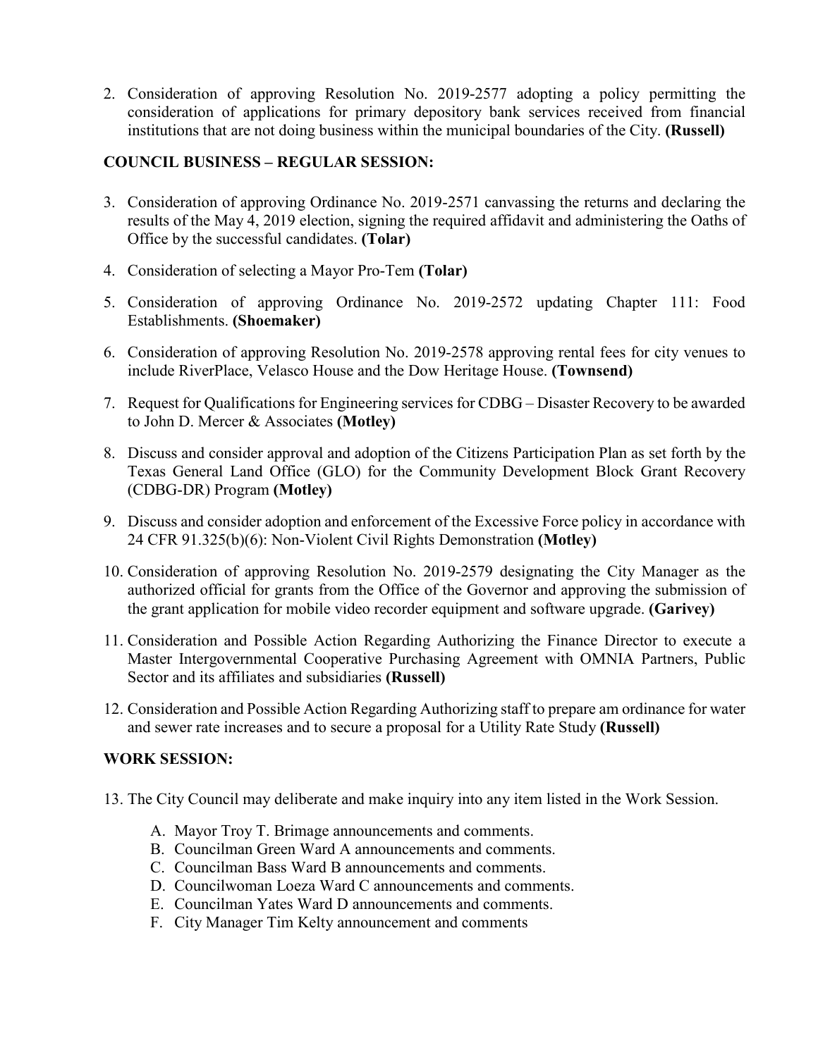2. Consideration of approving Resolution No. 2019-2577 adopting a policy permitting the consideration of applications for primary depository bank services received from financial institutions that are not doing business within the municipal boundaries of the City. **(Russell)**

**COUNCIL BUSINESS – REGULAR SESSION:**

3. Consideration of approving Ordinance No. 2019-2571 canvassing the returns and declaring the results of the May 4, 2019 election, signing the required affidavit and administering the Oaths of Office by the successful candidates. **(Tolar)**

4. Consideration of selecting a Mayor Pro-Tem **(Tolar)**

5. Consideration of approving Ordinance No. 2019-2572 updating Chapter 111: Food Establishments. **(Shoemaker)**

6. Consideration of approving Resolution No. 2019-2578 approving rental fees for city venues to include RiverPlace, Velasco House and the Dow Heritage House. **(Townsend)**

7. Request for Qualifications for Engineering services for CDBG – Disaster Recovery to be awarded to John D. Mercer & Associates **(Motley)**

8. Discuss and consider approval and adoption of the Citizens Participation Plan as set forth by the Texas General Land Office (GLO) for the Community Development Block Grant Recovery (CDBG-DR) Program **(Motley)**

9. Discuss and consider adoption and enforcement of the Excessive Force policy in accordance with 24 CFR 91.325(b)(6): Non-Violent Civil Rights Demonstration **(Motley)**

10. Consideration of approving Resolution No. 2019-2579 designating the City Manager as the authorized official for grants from the Office of the Governor and approving the submission of the grant application for mobile video recorder equipment and software upgrade. **(Garivey)**

11. Consideration and Possible Action Regarding Authorizing the Finance Director to execute a Master Intergovernmental Cooperative Purchasing Agreement with OMNIA Partners, Public Sector and its affiliates and subsidiaries **(Russell)**

12. Consideration and Possible Action Regarding Authorizing staff to prepare am ordinance for water and sewer rate increases and to secure a proposal for a Utility Rate Study **(Russell)**

**WORK SESSION:**

13. The City Council may deliberate and make inquiry into any item listed in the Work Session.

    A. Mayor Troy T. Brimage announcements and comments.
    B. Councilman Green Ward A announcements and comments.
    C. Councilman Bass Ward B announcements and comments.
    D. Councilwoman Loeza Ward C announcements and comments.
    E. Councilman Yates Ward D announcements and comments.
    F. City Manager Tim Kelty announcement and comments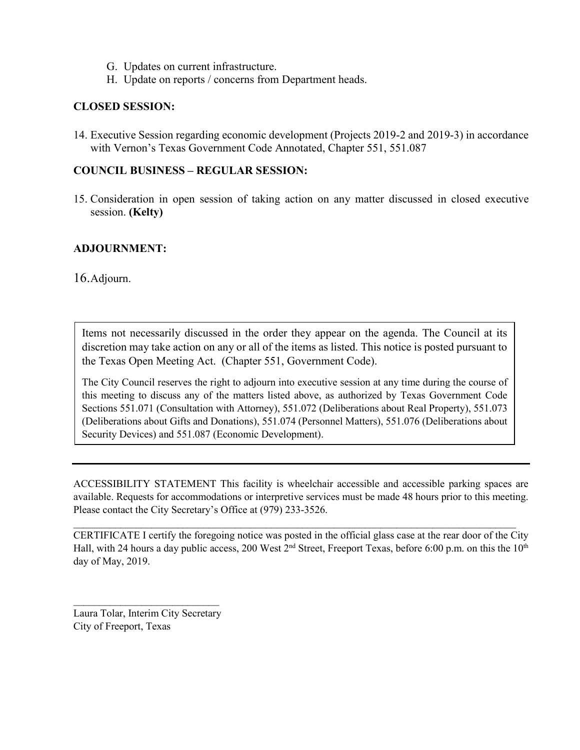G. Updates on current infrastructure.
H. Update on reports / concerns from Department heads.

**CLOSED SESSION:**

14. Executive Session regarding economic development (Projects 2019-2 and 2019-3) in accordance with Vernon's Texas Government Code Annotated, Chapter 551, 551.087

**COUNCIL BUSINESS – REGULAR SESSION:**

15. Consideration in open session of taking action on any matter discussed in closed executive session. **(Kelty)**

**ADJOURNMENT:**

16. Adjourn.

Items not necessarily discussed in the order they appear on the agenda. The Council at its discretion may take action on any or all of the items as listed. This notice is posted pursuant to the Texas Open Meeting Act. (Chapter 551, Government Code).

The City Council reserves the right to adjourn into executive session at any time during the course of this meeting to discuss any of the matters listed above, as authorized by Texas Government Code Sections 551.071 (Consultation with Attorney), 551.072 (Deliberations about Real Property), 551.073 (Deliberations about Gifts and Donations), 551.074 (Personnel Matters), 551.076 (Deliberations about Security Devices) and 551.087 (Economic Development).

---

ACCESSIBILITY STATEMENT This facility is wheelchair accessible and accessible parking spaces are available. Requests for accommodations or interpretive services must be made 48 hours prior to this meeting. Please contact the City Secretary's Office at (979) 233-3526.

CERTIFICATE I certify the foregoing notice was posted in the official glass case at the rear door of the City Hall, with 24 hours a day public access, 200 West 2nd Street, Freeport Texas, before 6:00 p.m. on this the 10th day of May, 2019.

\_\_\_\_\_\_\_\_\_\_\_\_\_\_\_\_\_\_\_\_\_\_\_\_\_\_\_\_\_\_

Laura Tolar, Interim City Secretary
City of Freeport, Texas